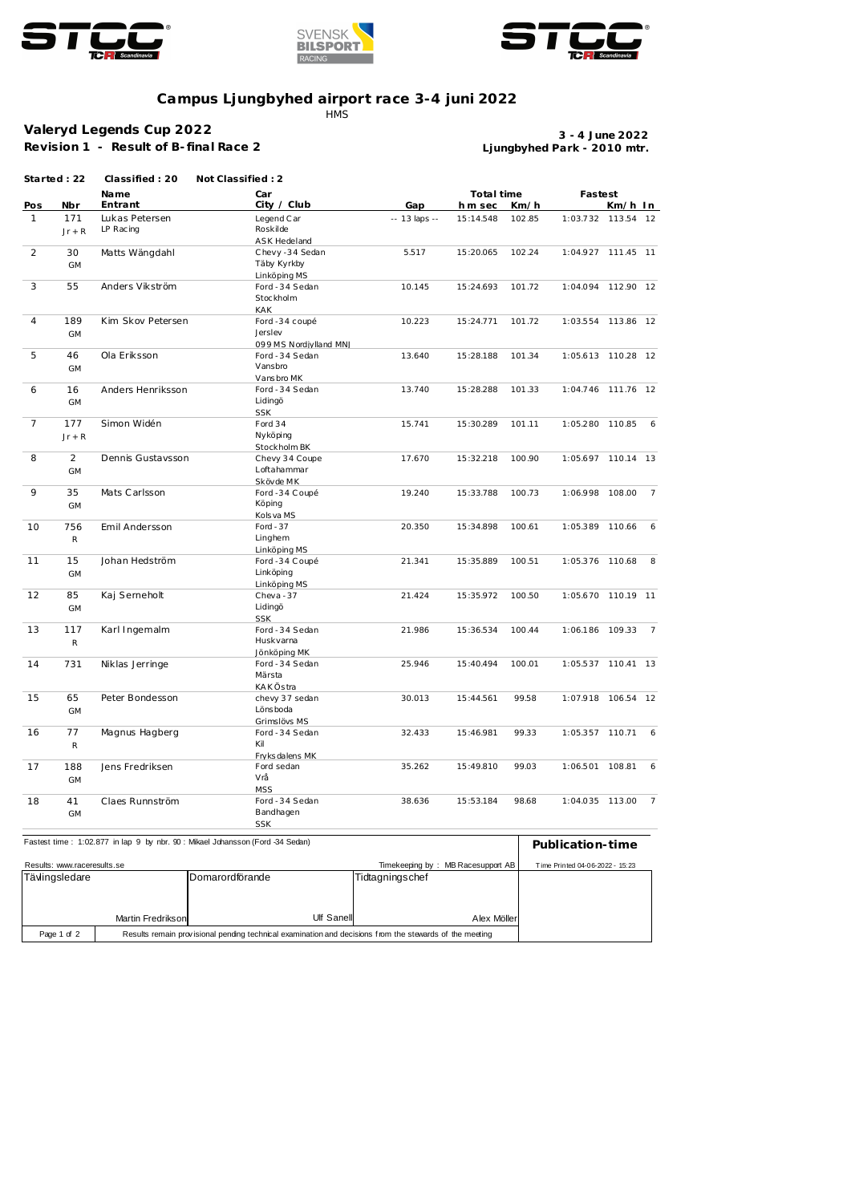# Campus Ljungbyhed airport race 3-4 juni 2022

HMS

## Valeryd Legends Cup 2022

**Revision 1 - Result of B-final Race 2**

**3 - 4 June 2022**
**Ljungbyhed Park - 2010 mtr.**

**Started : 22** **Classified : 20** **Not Classified : 2**

| Pos | Nbr | Name / Entrant | Car / City / Club | Gap | Total time h m sec | Km/h | Fastest | Km/h | In |
|---|---|---|---|---|---|---|---|---|---|
| 1 | 171 Jr + R | Lukas Petersen LP Racing | Legend Car Roskilde ASK Hedeland | -- 13 laps -- | 15:14.548 | 102.85 | 1:03.732 | 113.54 | 12 |
| 2 | 30 GM | Matts Wängdahl | Chevy -34 Sedan Täby Kyrkby Linköping MS | 5.517 | 15:20.065 | 102.24 | 1:04.927 | 111.45 | 11 |
| 3 | 55 | Anders Vikström | Ford -34 Sedan Stockholm KAK | 10.145 | 15:24.693 | 101.72 | 1:04.094 | 112.90 | 12 |
| 4 | 189 GM | Kim Skov Petersen | Ford -34 coupé Jerslev 099 MS Nordjylland MNJ | 10.223 | 15:24.771 | 101.72 | 1:03.554 | 113.86 | 12 |
| 5 | 46 GM | Ola Eriksson | Ford -34 Sedan Vansbro Vansbro MK | 13.640 | 15:28.188 | 101.34 | 1:05.613 | 110.28 | 12 |
| 6 | 16 GM | Anders Henriksson | Ford -34 Sedan Lidingö SSK | 13.740 | 15:28.288 | 101.33 | 1:04.746 | 111.76 | 12 |
| 7 | 177 Jr + R | Simon Widén | Ford 34 Nyköping Stockholm BK | 15.741 | 15:30.289 | 101.11 | 1:05.280 | 110.85 | 6 |
| 8 | 2 GM | Dennis Gustavsson | Chevy 34 Coupe Loftahammar Skövde MK | 17.670 | 15:32.218 | 100.90 | 1:05.697 | 110.14 | 13 |
| 9 | 35 GM | Mats Carlsson | Ford -34 Coupé Köping Kolsva MS | 19.240 | 15:33.788 | 100.73 | 1:06.998 | 108.00 | 7 |
| 10 | 756 R | Emil Andersson | Ford -37 Linghem Linköping MS | 20.350 | 15:34.898 | 100.61 | 1:05.389 | 110.66 | 6 |
| 11 | 15 GM | Johan Hedström | Ford -34 Coupé Linköping Linköping MS | 21.341 | 15:35.889 | 100.51 | 1:05.376 | 110.68 | 8 |
| 12 | 85 GM | Kaj Serneholt | Cheva -37 Lidingö SSK | 21.424 | 15:35.972 | 100.50 | 1:05.670 | 110.19 | 11 |
| 13 | 117 R | Karl Ingemalm | Ford -34 Sedan Huskvarna Jönköping MK | 21.986 | 15:36.534 | 100.44 | 1:06.186 | 109.33 | 7 |
| 14 | 731 | Niklas Jerringe | Ford -34 Sedan Märsta KAK Östra | 25.946 | 15:40.494 | 100.01 | 1:05.537 | 110.41 | 13 |
| 15 | 65 GM | Peter Bondesson | chevy 37 sedan Lönsboda Grimslövs MS | 30.013 | 15:44.561 | 99.58 | 1:07.918 | 106.54 | 12 |
| 16 | 77 R | Magnus Hagberg | Ford -34 Sedan Kil Fryksdalens MK | 32.433 | 15:46.981 | 99.33 | 1:05.357 | 110.71 | 6 |
| 17 | 188 GM | Jens Fredriksen | Ford sedan Vrå MSS | 35.262 | 15:49.810 | 99.03 | 1:06.501 | 108.81 | 6 |
| 18 | 41 GM | Claes Runnström | Ford -34 Sedan Bandhagen SSK | 38.636 | 15:53.184 | 98.68 | 1:04.035 | 113.00 | 7 |

Fastest time : 1:02.877 in lap 9 by nbr. 90 : Mikael Johansson (Ford -34 Sedan)

**Publication-time**

Results: www.raceresults.se

Timekeeping by : MB Racesupport AB

Time Printed 04-06-2022 - 15:23

| Tävlingsledare | Domarordförande | Tidtagningschef |
|---|---|---|
| Martin Fredrikson | Ulf Sanell | Alex Möller |

Results remain provisional pending technical examination and decisions from the stewards of the meeting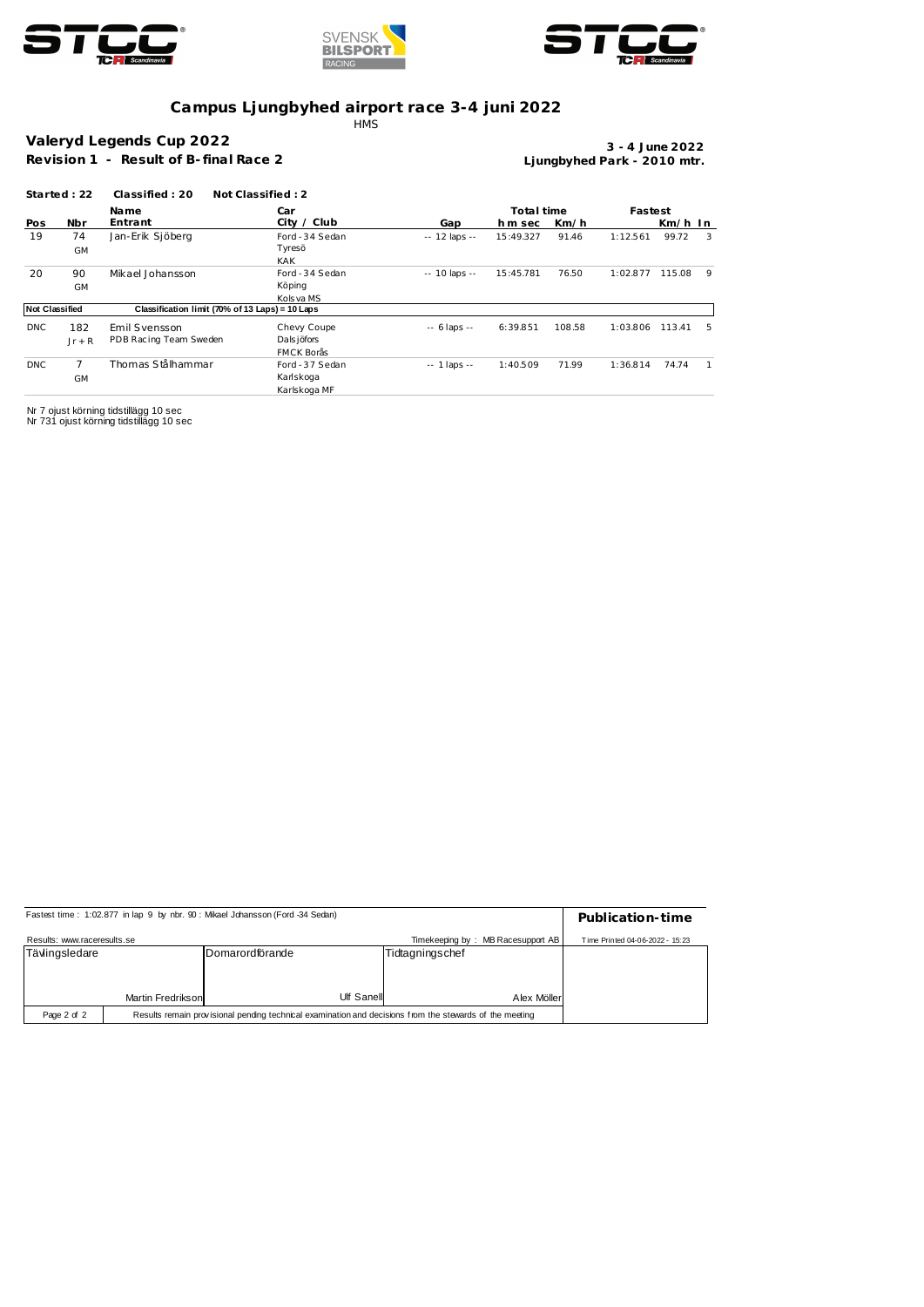# Campus Ljungbyhed airport race 3-4 juni 2022

HMS

**Valeryd Legends Cup 2022**

**Revision 1 - Result of B-final Race 2**

**3 - 4 June 2022**

**Ljungbyhed Park - 2010 mtr.**

**Started : 22** **Classified : 20** **Not Classified : 2**

| Pos | Nbr | Name / Entrant | Car / City / Club | Gap | Total time h m sec | Km/h | Fastest | Km/h | In |
|---|---|---|---|---|---|---|---|---|---|
| 19 | 74 GM | Jan-Erik Sjöberg | Ford -34 Sedan / Tyresö / KAK | -- 12 laps -- | 15:49.327 | 91.46 | 1:12.561 | 99.72 | 3 |
| 20 | 90 GM | Mikael Johansson | Ford -34 Sedan / Köping / Kolsva MS | -- 10 laps -- | 15:45.781 | 76.50 | 1:02.877 | 115.08 | 9 |
| **Not Classified** | | **Classification limit (70% of 13 Laps) = 10 Laps** | | | | | | | |
| DNC | 182 Jr + R | Emil Svensson / PDB Racing Team Sweden | Chevy Coupe / Dalsjöfors / FMCK Borås | -- 6 laps -- | 6:39.851 | 108.58 | 1:03.806 | 113.41 | 5 |
| DNC | 7 GM | Thomas Stålhammar | Ford -37 Sedan / Karlskoga / Karlskoga MF | -- 1 laps -- | 1:40.509 | 71.99 | 1:36.814 | 74.74 | 1 |

Nr 7 ojust körning tidstillägg 10 sec
Nr 731 ojust körning tidstillägg 10 sec

Fastest time : 1:02.877 in lap 9 by nbr. 90 : Mikael Johansson (Ford -34 Sedan)

**Publication-time**

Results: www.raceresults.se

Timekeeping by : MB Racesupport AB

Time Printed 04-06-2022 - 15:23

| Tävlingsledare | Domarordförande | Tidtagningschef |
|---|---|---|
| Martin Fredrikson | Ulf Sanell | Alex Möller |

Results remain provisional pending technical examination and decisions from the stewards of the meeting